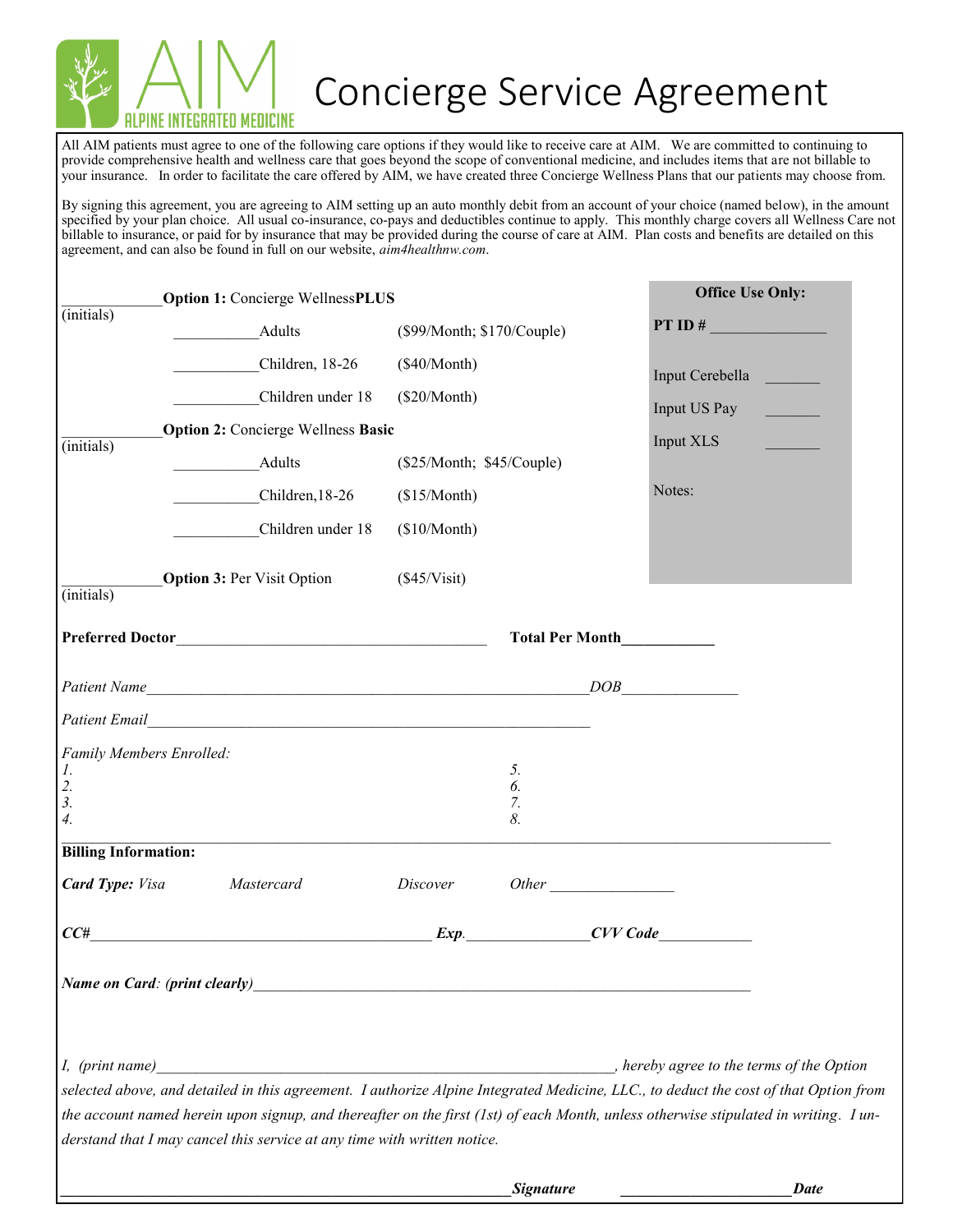AIM ALPINE INTEGRATED MEDICINE

# Concierge Service Agreement

All AIM patients must agree to one of the following care options if they would like to receive care at AIM. We are committed to continuing to provide comprehensive health and wellness care that goes beyond the scope of conventional medicine, and includes items that are not billable to your insurance. In order to facilitate the care offered by AIM, we have created three Concierge Wellness Plans that our patients may choose from.

By signing this agreement, you are agreeing to AIM setting up an auto monthly debit from an account of your choice (named below), in the amount specified by your plan choice. All usual co-insurance, co-pays and deductibles continue to apply. This monthly charge covers all Wellness Care not billable to insurance, or paid for by insurance that may be provided during the course of care at AIM. Plan costs and benefits are detailed on this agreement, and can also be found in full on our website, *aim4healthnw.com*.

____________ **Option 1:** Concierge Wellness**PLUS**
(initials)

- __________ Adults ($99/Month; $170/Couple)
- __________ Children, 18-26 ($40/Month)
- __________ Children under 18 ($20/Month)

____________ **Option 2:** Concierge Wellness **Basic**
(initials)

- __________ Adults ($25/Month; $45/Couple)
- __________ Children,18-26 ($15/Month)
- __________ Children under 18 ($10/Month)

____________ **Option 3:** Per Visit Option ($45/Visit)
(initials)

**Office Use Only:**

**PT ID #** ______________

Input Cerebella _______

Input US Pay _______

Input XLS _______

Notes:

**Preferred Doctor**________________________________________ **Total Per Month**___________

*Patient Name*________________________________________________ *DOB*______________

*Patient Email*________________________________________________

*Family Members Enrolled:*

*1.* *5.*
*2.* *6.*
*3.* *7.*
*4.* *8.*

**Billing Information:**

***Card Type:*** *Visa* *Mastercard* *Discover* *Other* _______________

***CC#***________________________________________ ***Exp.***_______________ ***CVV Code***___________

***Name on Card: (print clearly)***______________________________________________________

*I, (print name)*____________________________________________________, *hereby agree to the terms of the Option selected above, and detailed in this agreement. I authorize Alpine Integrated Medicine, LLC., to deduct the cost of that Option from the account named herein upon signup, and thereafter on the first (1st) of each Month, unless otherwise stipulated in writing. I understand that I may cancel this service at any time with written notice.*

______________________________________________________ ***Signature*** _____________________ ***Date***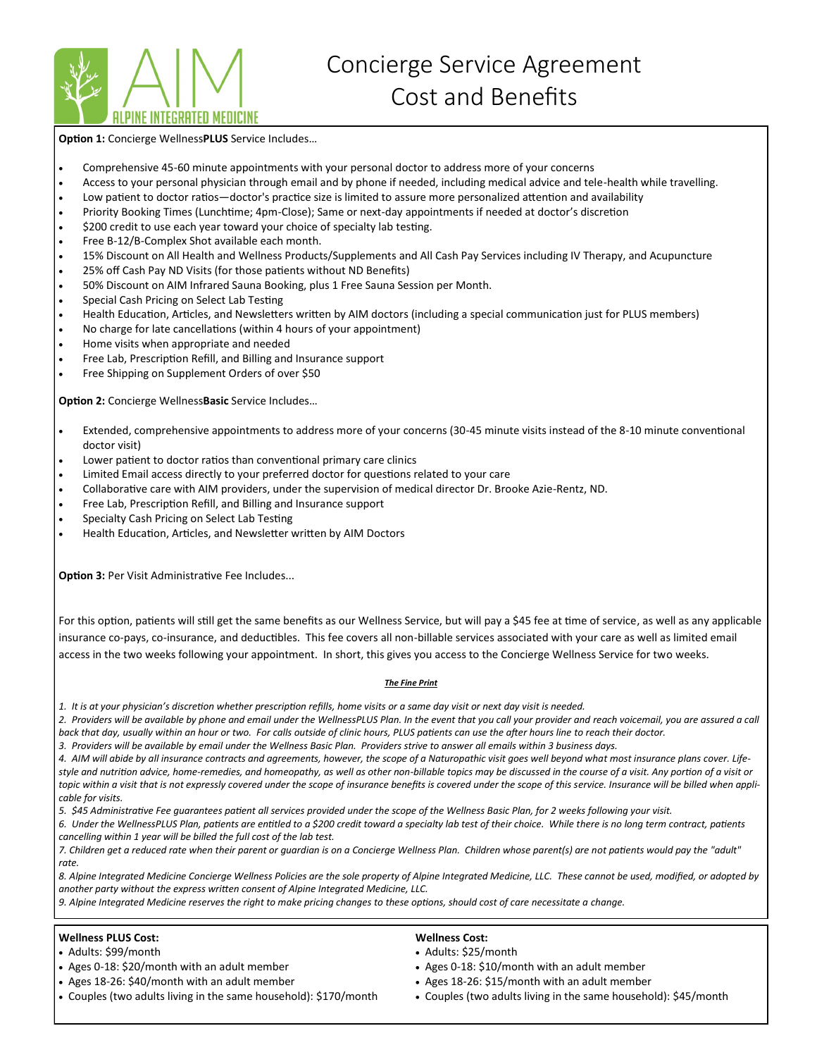# Concierge Service Agreement Cost and Benefits

**Option 1:** Concierge Wellness**PLUS** Service Includes…

- Comprehensive 45-60 minute appointments with your personal doctor to address more of your concerns
- Access to your personal physician through email and by phone if needed, including medical advice and tele-health while travelling.
- Low patient to doctor ratios—doctor's practice size is limited to assure more personalized attention and availability
- Priority Booking Times (Lunchtime; 4pm-Close); Same or next-day appointments if needed at doctor's discretion
- $200 credit to use each year toward your choice of specialty lab testing.
- Free B-12/B-Complex Shot available each month.
- 15% Discount on All Health and Wellness Products/Supplements and All Cash Pay Services including IV Therapy, and Acupuncture
- 25% off Cash Pay ND Visits (for those patients without ND Benefits)
- 50% Discount on AIM Infrared Sauna Booking, plus 1 Free Sauna Session per Month.
- Special Cash Pricing on Select Lab Testing
- Health Education, Articles, and Newsletters written by AIM doctors (including a special communication just for PLUS members)
- No charge for late cancellations (within 4 hours of your appointment)
- Home visits when appropriate and needed
- Free Lab, Prescription Refill, and Billing and Insurance support
- Free Shipping on Supplement Orders of over $50

**Option 2:** Concierge Wellness**Basic** Service Includes…

- Extended, comprehensive appointments to address more of your concerns (30-45 minute visits instead of the 8-10 minute conventional doctor visit)
- Lower patient to doctor ratios than conventional primary care clinics
- Limited Email access directly to your preferred doctor for questions related to your care
- Collaborative care with AIM providers, under the supervision of medical director Dr. Brooke Azie-Rentz, ND.
- Free Lab, Prescription Refill, and Billing and Insurance support
- Specialty Cash Pricing on Select Lab Testing
- Health Education, Articles, and Newsletter written by AIM Doctors

**Option 3:** Per Visit Administrative Fee Includes...

For this option, patients will still get the same benefits as our Wellness Service, but will pay a $45 fee at time of service, as well as any applicable insurance co-pays, co-insurance, and deductibles. This fee covers all non-billable services associated with your care as well as limited email access in the two weeks following your appointment. In short, this gives you access to the Concierge Wellness Service for two weeks.

***The Fine Print***

*1. It is at your physician's discretion whether prescription refills, home visits or a same day visit or next day visit is needed.*

*2. Providers will be available by phone and email under the WellnessPLUS Plan. In the event that you call your provider and reach voicemail, you are assured a call back that day, usually within an hour or two. For calls outside of clinic hours, PLUS patients can use the after hours line to reach their doctor.*

*3. Providers will be available by email under the Wellness Basic Plan. Providers strive to answer all emails within 3 business days.*

*4. AIM will abide by all insurance contracts and agreements, however, the scope of a Naturopathic visit goes well beyond what most insurance plans cover. Life-style and nutrition advice, home-remedies, and homeopathy, as well as other non-billable topics may be discussed in the course of a visit. Any portion of a visit or topic within a visit that is not expressly covered under the scope of insurance benefits is covered under the scope of this service. Insurance will be billed when applicable for visits.*

*5. $45 Administrative Fee guarantees patient all services provided under the scope of the Wellness Basic Plan, for 2 weeks following your visit.*

*6. Under the WellnessPLUS Plan, patients are entitled to a $200 credit toward a specialty lab test of their choice. While there is no long term contract, patients cancelling within 1 year will be billed the full cost of the lab test.*

*7. Children get a reduced rate when their parent or guardian is on a Concierge Wellness Plan. Children whose parent(s) are not patients would pay the "adult" rate.*

*8. Alpine Integrated Medicine Concierge Wellness Policies are the sole property of Alpine Integrated Medicine, LLC. These cannot be used, modified, or adopted by another party without the express written consent of Alpine Integrated Medicine, LLC.*

*9. Alpine Integrated Medicine reserves the right to make pricing changes to these options, should cost of care necessitate a change.*

**Wellness PLUS Cost:**

- Adults: $99/month
- Ages 0-18: $20/month with an adult member
- Ages 18-26: $40/month with an adult member
- Couples (two adults living in the same household): $170/month

**Wellness Cost:**

- Adults: $25/month
- Ages 0-18: $10/month with an adult member
- Ages 18-26: $15/month with an adult member
- Couples (two adults living in the same household): $45/month